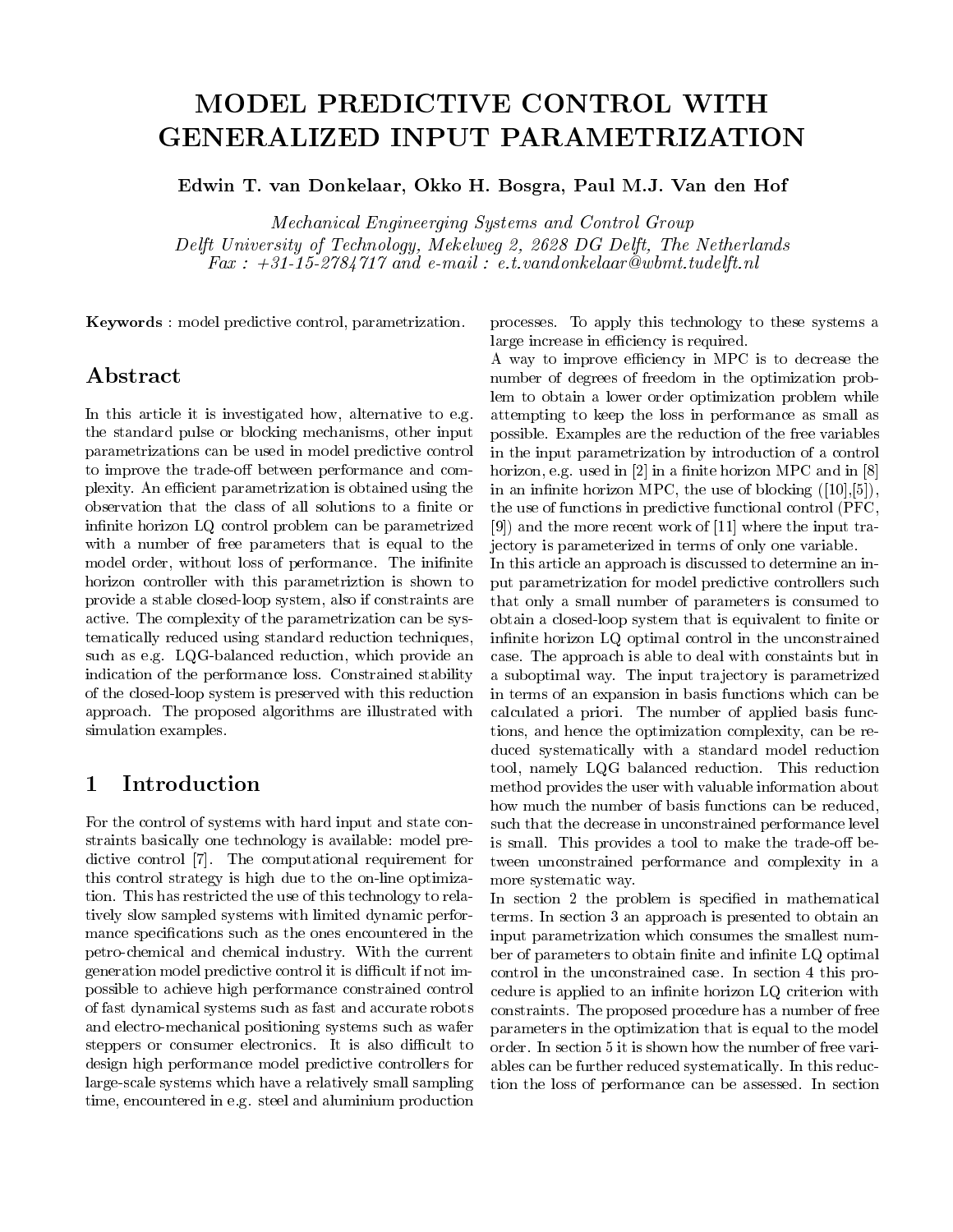# MODEL PREDICTIVE CONTROL WITH GENERALIZED INPUT PARAMETRIZATION

**Edwin T. van Donkelaar, Okko H. Bosgra, Paul M.J. Van den Hof**

*Mechanical Engineerging Systems and Control Group*
*Delft University of Technology, Mekelweg 2, 2628 DG Delft, The Netherlands*
*Fax : +31-15-2784717 and e-mail : e.t.vandonkelaar@wbmt.tudelft.nl*

**Keywords** : model predictive control, parametrization.

## Abstract

In this article it is investigated how, alternative to e.g. the standard pulse or blocking mechanisms, other input parametrizations can be used in model predictive control to improve the trade-off between performance and complexity. An efficient parametrization is obtained using the observation that the class of all solutions to a finite or infinite horizon LQ control problem can be parametrized with a number of free parameters that is equal to the model order, without loss of performance. The inifinite horizon controller with this parametriztion is shown to provide a stable closed-loop system, also if constraints are active. The complexity of the parametrization can be systematically reduced using standard reduction techniques, such as e.g. LQG-balanced reduction, which provide an indication of the performance loss. Constrained stability of the closed-loop system is preserved with this reduction approach. The proposed algorithms are illustrated with simulation examples.

## 1 Introduction

For the control of systems with hard input and state constraints basically one technology is available: model predictive control [7]. The computational requirement for this control strategy is high due to the on-line optimization. This has restricted the use of this technology to relatively slow sampled systems with limited dynamic performance specifications such as the ones encountered in the petro-chemical and chemical industry. With the current generation model predictive control it is difficult if not impossible to achieve high performance constrained control of fast dynamical systems such as fast and accurate robots and electro-mechanical positioning systems such as wafer steppers or consumer electronics. It is also difficult to design high performance model predictive controllers for large-scale systems which have a relatively small sampling time, encountered in e.g. steel and aluminium production processes. To apply this technology to these systems a large increase in efficiency is required.

A way to improve efficiency in MPC is to decrease the number of degrees of freedom in the optimization problem to obtain a lower order optimization problem while attempting to keep the loss in performance as small as possible. Examples are the reduction of the free variables in the input parametrization by introduction of a control horizon, e.g. used in [2] in a finite horizon MPC and in [8] in an infinite horizon MPC, the use of blocking ([10],[5]), the use of functions in predictive functional control (PFC, [9]) and the more recent work of [11] where the input trajectory is parameterized in terms of only one variable.

In this article an approach is discussed to determine an input parametrization for model predictive controllers such that only a small number of parameters is consumed to obtain a closed-loop system that is equivalent to finite or infinite horizon LQ optimal control in the unconstrained case. The approach is able to deal with constaints but in a suboptimal way. The input trajectory is parametrized in terms of an expansion in basis functions which can be calculated a priori. The number of applied basis functions, and hence the optimization complexity, can be reduced systematically with a standard model reduction tool, namely LQG balanced reduction. This reduction method provides the user with valuable information about how much the number of basis functions can be reduced, such that the decrease in unconstrained performance level is small. This provides a tool to make the trade-off between unconstrained performance and complexity in a more systematic way.

In section 2 the problem is specified in mathematical terms. In section 3 an approach is presented to obtain an input parametrization which consumes the smallest number of parameters to obtain finite and infinite LQ optimal control in the unconstrained case. In section 4 this procedure is applied to an infinite horizon LQ criterion with constraints. The proposed procedure has a number of free parameters in the optimization that is equal to the model order. In section 5 it is shown how the number of free variables can be further reduced systematically. In this reduction the loss of performance can be assessed. In section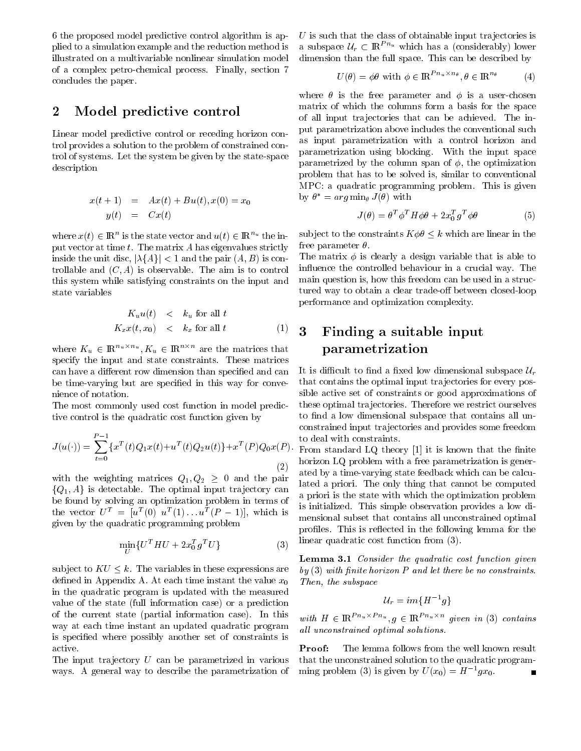6 the proposed model predictive control algorithm is applied to a simulation example and the reduction method is illustrated on a multivariable nonlinear simulation model of a complex petro-chemical process. Finally, section 7 concludes the paper.

## 2 Model predictive control

Linear model predictive control or receding horizon control provides a solution to the problem of constrained control of systems. Let the system be given by the state-space description

$$
\begin{aligned}
x(t+1) &= Ax(t) + Bu(t), x(0) = x_0 \\
y(t) &= Cx(t)
\end{aligned}
$$

where $x(t) \in \mathbb{R}^n$ is the state vector and $u(t) \in \mathbb{R}^{n_u}$ the input vector at time $t$. The matrix $A$ has eigenvalues strictly inside the unit disc, $|\lambda\{A\}| < 1$ and the pair $(A, B)$ is controllable and $(C, A)$ is observable. The aim is to control this system while satisfying constraints on the input and state variables

$$
\begin{aligned}
K_u u(t) &< k_u \text{ for all } t \\
K_x x(t, x_0) &< k_x \text{ for all } t
\end{aligned}
\tag{1}
$$

where $K_u \in \mathbb{R}^{n_u \times n_u}, K_u \in \mathbb{R}^{n \times n}$ are the matrices that specify the input and state constraints. These matrices can have a different row dimension than specified and can be time-varying but are specified in this way for convenience of notation.

The most commonly used cost function in model predictive control is the quadratic cost function given by

$$
J(u(\cdot)) = \sum_{t=0}^{P-1} \{x^T(t)Q_1x(t) + u^T(t)Q_2u(t)\} + x^T(P)Q_0x(P). \tag{2}
$$

with the weighting matrices $Q_1, Q_2 \geq 0$ and the pair $\{Q_1, A\}$ is detectable. The optimal input trajectory can be found by solving an optimization problem in terms of the vector $U^T = [u^T(0)\ u^T(1) \ldots u^T(P-1)]$, which is given by the quadratic programming problem

$$
\min_U \{U^T HU + 2x_0^T g^T U\} \tag{3}
$$

subject to $KU \leq k$. The variables in these expressions are defined in Appendix A. At each time instant the value $x_0$ in the quadratic program is updated with the measured value of the state (full information case) or a prediction of the current state (partial information case). In this way at each time instant an updated quadratic program is specified where possibly another set of constraints is active.

The input trajectory $U$ can be parametrized in various ways. A general way to describe the parametrization of $U$ is such that the class of obtainable input trajectories is a subspace $\mathcal{U}_r \subset \mathbb{R}^{Pn_u}$ which has a (considerably) lower dimension than the full space. This can be described by

$$
U(\theta) = \phi\theta \text{ with } \phi \in \mathbb{R}^{Pn_u \times n_\theta}, \theta \in \mathbb{R}^{n_\theta} \tag{4}
$$

where $\theta$ is the free parameter and $\phi$ is a user-chosen matrix of which the columns form a basis for the space of all input trajectories that can be achieved. The input parametrization above includes the conventional such as input parametrization with a control horizon and parametrization using blocking. With the input space parametrized by the column span of $\phi$, the optimization problem that has to be solved is, similar to conventional MPC: a quadratic programming problem. This is given by $\theta^* = arg \min_\theta J(\theta)$ with

$$
J(\theta) = \theta^T \phi^T H \phi\theta + 2x_0^T g^T \phi\theta \tag{5}
$$

subject to the constraints $K\phi\theta \leq k$ which are linear in the free parameter $\theta$.

The matrix $\phi$ is clearly a design variable that is able to influence the controlled behaviour in a crucial way. The main question is, how this freedom can be used in a structured way to obtain a clear trade-off between closed-loop performance and optimization complexity.

## 3 Finding a suitable input parametrization

It is difficult to find a fixed low dimensional subspace $\mathcal{U}_r$ that contains the optimal input trajectories for every possible active set of constraints or good approximations of these optimal trajectories. Therefore we restrict ourselves to find a low dimensional subspace that contains all unconstrained input trajectories and provides some freedom to deal with constraints.

From standard LQ theory [1] it is known that the finite horizon LQ problem with a free parametrization is generated by a time-varying state feedback which can be calculated a priori. The only thing that cannot be computed a priori is the state with which the optimization problem is initialized. This simple observation provides a low dimensional subset that contains all unconstrained optimal profiles. This is reflected in the following lemma for the linear quadratic cost function from (3).

**Lemma 3.1** *Consider the quadratic cost function given by (3) with finite horizon $P$ and let there be no constraints. Then, the subspace*

$$
\mathcal{U}_r = im\{H^{-1}g\}
$$

*with $H \in \mathbb{R}^{Pn_u \times Pn_u}, g \in \mathbb{R}^{Pn_u \times n}$ given in (3) contains all unconstrained optimal solutions.*

**Proof:** The lemma follows from the well known result that the unconstrained solution to the quadratic programming problem (3) is given by $U(x_0) = H^{-1}gx_0$. ∎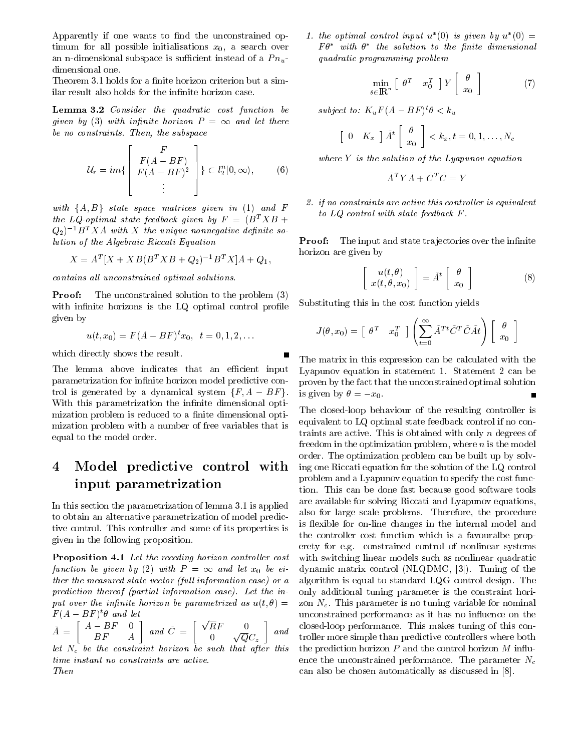Apparently if one wants to find the unconstrained optimum for all possible initialisations $x_0$, a search over an n-dimensional subspace is sufficient instead of a $Pn_u$-dimensional one.

Theorem 3.1 holds for a finite horizon criterion but a similar result also holds for the infinite horizon case.

**Lemma 3.2** *Consider the quadratic cost function be given by (3) with infinite horizon $P = \infty$ and let there be no constraints. Then, the subspace*

$$\mathcal{U}_r = im\{ \begin{bmatrix} F \\ F(A-BF) \\ F(A-BF)^2 \\ \vdots \end{bmatrix} \} \subset l_2^n[0,\infty), \tag{6}$$

*with $\{A, B\}$ state space matrices given in (1) and $F$ the LQ-optimal state feedback given by $F = (B^T XB + Q_2)^{-1} B^T XA$ with $X$ the unique nonnegative definite solution of the Algebraic Riccati Equation*

$$X = A^T[X + XB(B^T XB + Q_2)^{-1} B^T X]A + Q_1,$$

*contains all unconstrained optimal solutions.*

**Proof:** The unconstrained solution to the problem (3) with infinite horizons is the LQ optimal control profile given by

$$u(t, x_0) = F(A - BF)^t x_0, \;\; t = 0, 1, 2, \ldots$$

which directly shows the result. ∎

The lemma above indicates that an efficient input parametrization for infinite horizon model predictive control is generated by a dynamical system $\{F, A - BF\}$. With this parametrization the infinite dimensional optimization problem is reduced to a finite dimensional optimization problem with a number of free variables that is equal to the model order.

# 4 Model predictive control with input parametrization

In this section the parametrization of lemma 3.1 is applied to obtain an alternative parametrization of model predictive control. This controller and some of its properties is given in the following proposition.

**Proposition 4.1** *Let the receding horizon controller cost function be given by (2) with $P = \infty$ and let $x_0$ be either the measured state vector (full information case) or a prediction thereof (partial information case). Let the input over the infinite horizon be parametrized as $u(t, \theta) = F(A - BF)^t \theta$ and let*
$\bar{A} = \begin{bmatrix} A - BF & 0 \\ BF & A \end{bmatrix}$ *and* $\bar{C} = \begin{bmatrix} \sqrt{R}F & 0 \\ 0 & \sqrt{Q}C_z \end{bmatrix}$ *and let $N_c$ be the constraint horizon be such that after this time instant no constraints are active.*
*Then*

1. *the optimal control input $u^*(0)$ is given by $u^*(0) = F\theta^*$ with $\theta^*$ the solution to the finite dimensional quadratic programming problem*

$$\min_{\theta \in \mathbb{R}^n} \begin{bmatrix} \theta^T & x_0^T \end{bmatrix} Y \begin{bmatrix} \theta \\ x_0 \end{bmatrix} \tag{7}$$

*subject to: $K_u F(A - BF)^t \theta < k_u$*

$$\begin{bmatrix} 0 & K_x \end{bmatrix} \bar{A}^t \begin{bmatrix} \theta \\ x_0 \end{bmatrix} < k_x, t = 0, 1, \ldots, N_c$$

*where $Y$ is the solution of the Lyapunov equation*

$$\bar{A}^T Y \bar{A} + \bar{C}^T \bar{C} = Y$$

2. *if no constraints are active this controller is equivalent to LQ control with state feedback $F$.*

**Proof:** The input and state trajectories over the infinite horizon are given by

$$\begin{bmatrix} u(t, \theta) \\ x(t, \theta, x_0) \end{bmatrix} = \bar{A}^t \begin{bmatrix} \theta \\ x_0 \end{bmatrix} \tag{8}$$

Substituting this in the cost function yields

$$J(\theta, x_0) = \begin{bmatrix} \theta^T & x_0^T \end{bmatrix} \left( \sum_{t=0}^{\infty} \bar{A}^{Tt} \bar{C}^T \bar{C} \bar{A} t \right) \begin{bmatrix} \theta \\ x_0 \end{bmatrix}$$

The matrix in this expression can be calculated with the Lyapunov equation in statement 1. Statement 2 can be proven by the fact that the unconstrained optimal solution is given by $\theta = -x_0$. ∎

The closed-loop behaviour of the resulting controller is equivalent to LQ optimal state feedback control if no contraints are active. This is obtained with only $n$ degrees of freedom in the optimization problem, where $n$ is the model order. The optimization problem can be built up by solving one Riccati equation for the solution of the LQ control problem and a Lyapunov equation to specify the cost function. This can be done fast because good software tools are available for solving Riccati and Lyapunov equations, also for large scale problems. Therefore, the procedure is flexible for on-line changes in the internal model and the controller cost function which is a favouralbe properety for e.g. constrained control of nonlinear systems with switching linear models such as nonlinear quadratic dynamic matrix control (NLQDMC, [3]). Tuning of the algorithm is equal to standard LQG control design. The only additional tuning parameter is the constraint horizon $N_c$. This parameter is no tuning variable for nominal unconstrained performance as it has no influence on the closed-loop performance. This makes tuning of this controller more simple than predictive controllers where both the prediction horizon $P$ and the control horizon $M$ influence the unconstrained performance. The parameter $N_c$ can also be chosen automatically as discussed in [8].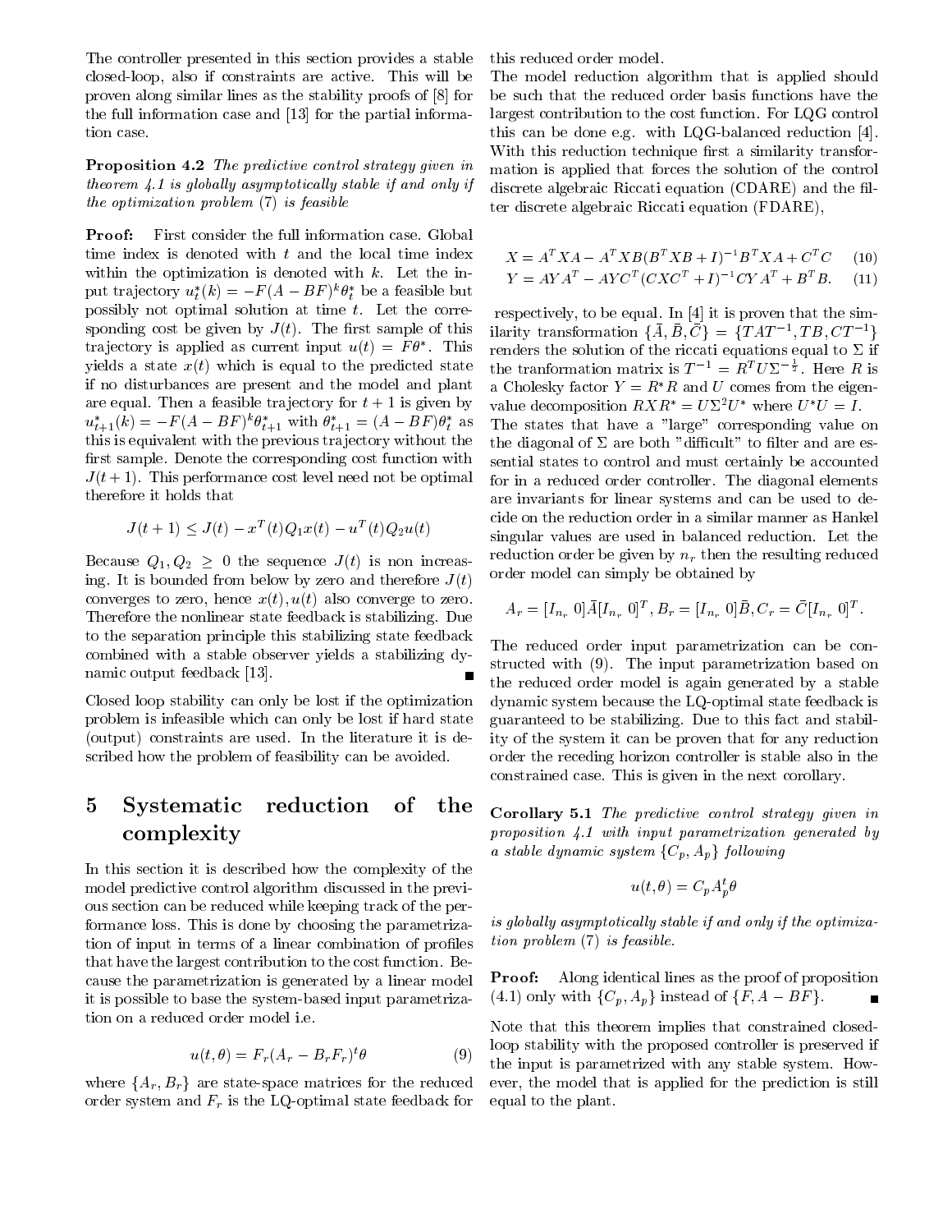The controller presented in this section provides a stable closed-loop, also if constraints are active. This will be proven along similar lines as the stability proofs of [8] for the full information case and [13] for the partial information case.

**Proposition 4.2** *The predictive control strategy given in theorem 4.1 is globally asymptotically stable if and only if the optimization problem (7) is feasible*

**Proof:** First consider the full information case. Global time index is denoted with $t$ and the local time index within the optimization is denoted with $k$. Let the input trajectory $u_t^*(k) = -F(A - BF)^k \theta_t^*$ be a feasible but possibly not optimal solution at time $t$. Let the corresponding cost be given by $J(t)$. The first sample of this trajectory is applied as current input $u(t) = F\theta^*$. This yields a state $x(t)$ which is equal to the predicted state if no disturbances are present and the model and plant are equal. Then a feasible trajectory for $t+1$ is given by $u_{t+1}^*(k) = -F(A - BF)^k \theta_{t+1}^*$ with $\theta_{t+1}^* = (A - BF)\theta_t^*$ as this is equivalent with the previous trajectory without the first sample. Denote the corresponding cost function with $J(t+1)$. This performance cost level need not be optimal therefore it holds that

$$J(t+1) \leq J(t) - x^T(t)Q_1 x(t) - u^T(t)Q_2 u(t)$$

Because $Q_1, Q_2 \geq 0$ the sequence $J(t)$ is non increasing. It is bounded from below by zero and therefore $J(t)$ converges to zero, hence $x(t), u(t)$ also converge to zero. Therefore the nonlinear state feedback is stabilizing. Due to the separation principle this stabilizing state feedback combined with a stable observer yields a stabilizing dynamic output feedback [13]. ∎

Closed loop stability can only be lost if the optimization problem is infeasible which can only be lost if hard state (output) constraints are used. In the literature it is described how the problem of feasibility can be avoided.

# 5 Systematic reduction of the complexity

In this section it is described how the complexity of the model predictive control algorithm discussed in the previous section can be reduced while keeping track of the performance loss. This is done by choosing the parametrization of input in terms of a linear combination of profiles that have the largest contribution to the cost function. Because the parametrization is generated by a linear model it is possible to base the system-based input parametrization on a reduced order model i.e.

$$u(t, \theta) = F_r(A_r - B_r F_r)^t \theta \tag{9}$$

where $\{A_r, B_r\}$ are state-space matrices for the reduced order system and $F_r$ is the LQ-optimal state feedback for this reduced order model.

The model reduction algorithm that is applied should be such that the reduced order basis functions have the largest contribution to the cost function. For LQG control this can be done e.g. with LQG-balanced reduction [4]. With this reduction technique first a similarity transformation is applied that forces the solution of the control discrete algebraic Riccati equation (CDARE) and the filter discrete algebraic Riccati equation (FDARE),

$$X = A^T XA - A^T XB(B^T XB + I)^{-1} B^T XA + C^T C \tag{10}$$

$$Y = AYA^T - AYC^T(CXC^T + I)^{-1} CYA^T + B^T B. \tag{11}$$

respectively, to be equal. In [4] it is proven that the similarity transformation $\{\bar{A}, \bar{B}, \bar{C}\} = \{TAT^{-1}, TB, CT^{-1}\}$ renders the solution of the riccati equations equal to $\Sigma$ if the tranformation matrix is $T^{-1} = R^T U \Sigma^{-\frac{1}{2}}$. Here $R$ is a Cholesky factor $Y = R^* R$ and $U$ comes from the eigenvalue decomposition $RXR^* = U\Sigma^2 U^*$ where $U^*U = I$.

The states that have a "large" corresponding value on the diagonal of $\Sigma$ are both "difficult" to filter and are essential states to control and must certainly be accounted for in a reduced order controller. The diagonal elements are invariants for linear systems and can be used to decide on the reduction order in a similar manner as Hankel singular values are used in balanced reduction. Let the reduction order be given by $n_r$ then the resulting reduced order model can simply be obtained by

$$A_r = [I_{n_r}\ 0]\bar{A}[I_{n_r}\ 0]^T, B_r = [I_{n_r}\ 0]\bar{B}, C_r = \bar{C}[I_{n_r}\ 0]^T.$$

The reduced order input parametrization can be constructed with (9). The input parametrization based on the reduced order model is again generated by a stable dynamic system because the LQ-optimal state feedback is guaranteed to be stabilizing. Due to this fact and stability of the system it can be proven that for any reduction order the receding horizon controller is stable also in the constrained case. This is given in the next corollary.

**Corollary 5.1** *The predictive control strategy given in proposition 4.1 with input parametrization generated by a stable dynamic system $\{C_p, A_p\}$ following*

$$u(t, \theta) = C_p A_p^t \theta$$

*is globally asymptotically stable if and only if the optimization problem (7) is feasible.*

**Proof:** Along identical lines as the proof of proposition (4.1) only with $\{C_p, A_p\}$ instead of $\{F, A - BF\}$. ∎

Note that this theorem implies that constrained closed-loop stability with the proposed controller is preserved if the input is parametrized with any stable system. However, the model that is applied for the prediction is still equal to the plant.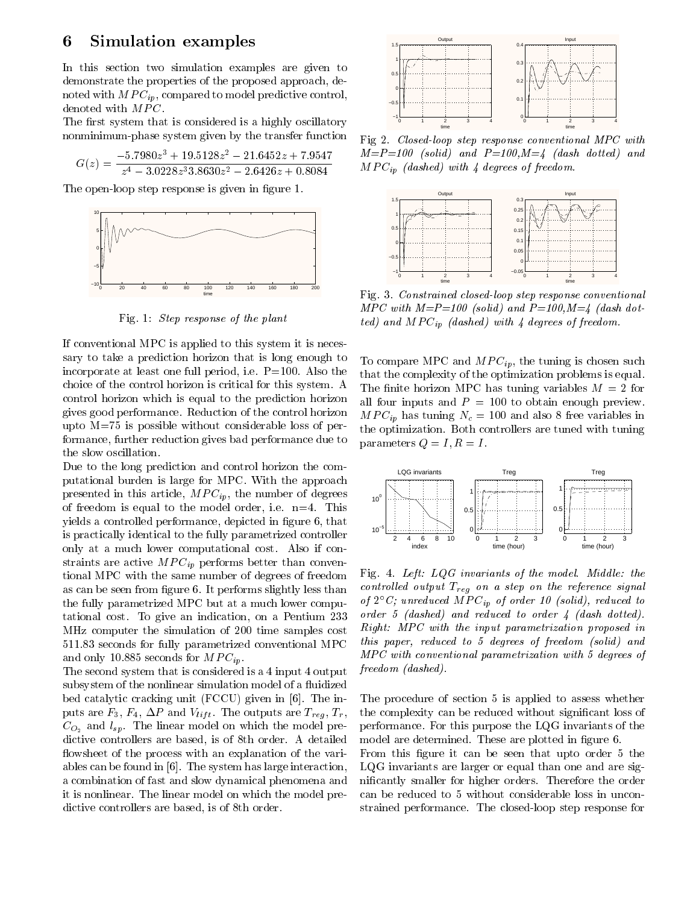## 6 Simulation examples

In this section two simulation examples are given to demonstrate the properties of the proposed approach, denoted with $MPC_{ip}$, compared to model predictive control, denoted with $MPC$.

The first system that is considered is a highly oscillatory nonminimum-phase system given by the transfer function

$$G(z) = \frac{-5.7980z^3 + 19.5128z^2 - 21.6452z + 7.9547}{z^4 - 3.0228z^3 3.8630z^2 - 2.6426z + 0.8084}$$

The open-loop step response is given in figure 1.

Fig. 1: *Step response of the plant*

If conventional MPC is applied to this system it is necessary to take a prediction horizon that is long enough to incorporate at least one full period, i.e. P=100. Also the choice of the control horizon is critical for this system. A control horizon which is equal to the prediction horizon gives good performance. Reduction of the control horizon upto M=75 is possible without considerable loss of performance, further reduction gives bad performance due to the slow oscillation.

Due to the long prediction and control horizon the computational burden is large for MPC. With the approach presented in this article, $MPC_{ip}$, the number of degrees of freedom is equal to the model order, i.e. n=4. This yields a controlled performance, depicted in figure 6, that is practically identical to the fully parametrized controller only at a much lower computational cost. Also if constraints are active $MPC_{ip}$ performs better than conventional MPC with the same number of degrees of freedom as can be seen from figure 6. It performs slightly less than the fully parametrized MPC but at a much lower computational cost. To give an indication, on a Pentium 233 MHz computer the simulation of 200 time samples cost 511.83 seconds for fully parametrized conventional MPC and only 10.885 seconds for $MPC_{ip}$.

The second system that is considered is a 4 input 4 output subsystem of the nonlinear simulation model of a fluidized bed catalytic cracking unit (FCCU) given in [6]. The inputs are $F_3$, $F_4$, $\Delta P$ and $V_{lift}$. The outputs are $T_{reg}$, $T_r$, $C_{O_2}$ and $l_{sp}$. The linear model on which the model predictive controllers are based, is of 8th order. A detailed flowsheet of the process with an explanation of the variables can be found in [6]. The system has large interaction, a combination of fast and slow dynamical phenomena and it is nonlinear. The linear model on which the model predictive controllers are based, is of 8th order.

Fig 2. *Closed-loop step response conventional MPC with M=P=100 (solid) and P=100,M=4 (dash dotted) and $MPC_{ip}$ (dashed) with 4 degrees of freedom.*

Fig. 3. *Constrained closed-loop step response conventional MPC with M=P=100 (solid) and P=100,M=4 (dash dotted) and $MPC_{ip}$ (dashed) with 4 degrees of freedom.*

To compare MPC and $MPC_{ip}$, the tuning is chosen such that the complexity of the optimization problems is equal. The finite horizon MPC has tuning variables $M = 2$ for all four inputs and $P = 100$ to obtain enough preview. $MPC_{ip}$ has tuning $N_c = 100$ and also 8 free variables in the optimization. Both controllers are tuned with tuning parameters $Q = I, R = I$.

Fig. 4. *Left: LQG invariants of the model. Middle: the controlled output $T_{reg}$ on a step on the reference signal of 2°C; unreduced $MPC_{ip}$ of order 10 (solid), reduced to order 5 (dashed) and reduced to order 4 (dash dotted). Right: MPC with the input parametrization proposed in this paper, reduced to 5 degrees of freedom (solid) and MPC with conventional parametrization with 5 degrees of freedom (dashed).*

The procedure of section 5 is applied to assess whether the complexity can be reduced without significant loss of performance. For this purpose the LQG invariants of the model are determined. These are plotted in figure 6.

From this figure it can be seen that upto order 5 the LQG invariants are larger or equal than one and are significantly smaller for higher orders. Therefore the order can be reduced to 5 without considerable loss in unconstrained performance. The closed-loop step response for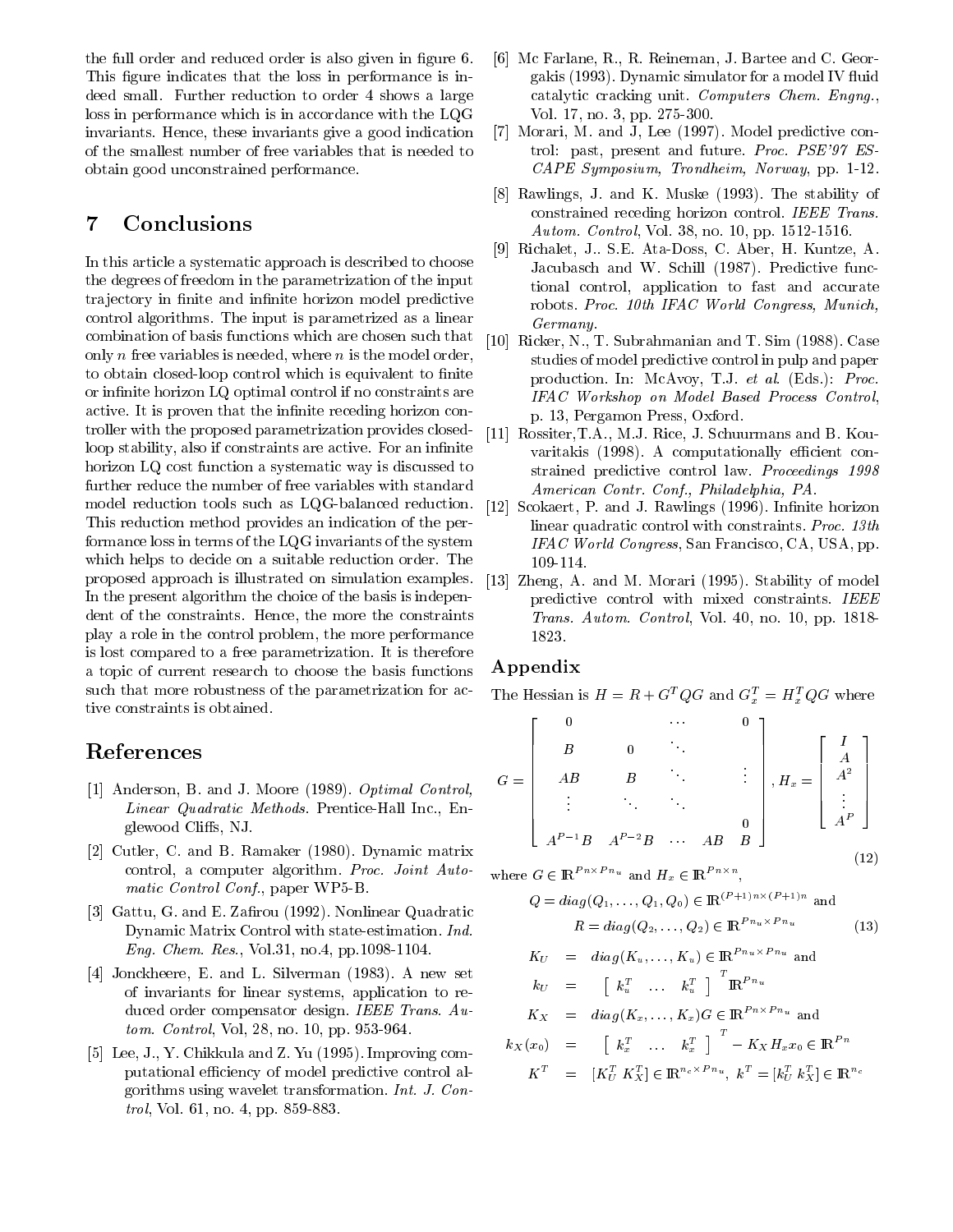the full order and reduced order is also given in figure 6. This figure indicates that the loss in performance is indeed small. Further reduction to order 4 shows a large loss in performance which is in accordance with the LQG invariants. Hence, these invariants give a good indication of the smallest number of free variables that is needed to obtain good unconstrained performance.

## 7 Conclusions

In this article a systematic approach is described to choose the degrees of freedom in the parametrization of the input trajectory in finite and infinite horizon model predictive control algorithms. The input is parametrized as a linear combination of basis functions which are chosen such that only $n$ free variables is needed, where $n$ is the model order, to obtain closed-loop control which is equivalent to finite or infinite horizon LQ optimal control if no constraints are active. It is proven that the infinite receding horizon controller with the proposed parametrization provides closed-loop stability, also if constraints are active. For an infinite horizon LQ cost function a systematic way is discussed to further reduce the number of free variables with standard model reduction tools such as LQG-balanced reduction. This reduction method provides an indication of the performance loss in terms of the LQG invariants of the system which helps to decide on a suitable reduction order. The proposed approach is illustrated on simulation examples. In the present algorithm the choice of the basis is independent of the constraints. Hence, the more the constraints play a role in the control problem, the more performance is lost compared to a free parametrization. It is therefore a topic of current research to choose the basis functions such that more robustness of the parametrization for active constraints is obtained.

## References

[1] Anderson, B. and J. Moore (1989). *Optimal Control, Linear Quadratic Methods*. Prentice-Hall Inc., Englewood Cliffs, NJ.

[2] Cutler, C. and B. Ramaker (1980). Dynamic matrix control, a computer algorithm. *Proc. Joint Automatic Control Conf.*, paper WP5-B.

[3] Gattu, G. and E. Zafirou (1992). Nonlinear Quadratic Dynamic Matrix Control with state-estimation. *Ind. Eng. Chem. Res.*, Vol.31, no.4, pp.1098-1104.

[4] Jonckheere, E. and L. Silverman (1983). A new set of invariants for linear systems, application to reduced order compensator design. *IEEE Trans. Autom. Control*, Vol, 28, no. 10, pp. 953-964.

[5] Lee, J., Y. Chikkula and Z. Yu (1995). Improving computational efficiency of model predictive control algorithms using wavelet transformation. *Int. J. Control*, Vol. 61, no. 4, pp. 859-883.

[6] Mc Farlane, R., R. Reineman, J. Bartee and C. Georgakis (1993). Dynamic simulator for a model IV fluid catalytic cracking unit. *Computers Chem. Engng.*, Vol. 17, no. 3, pp. 275-300.

[7] Morari, M. and J, Lee (1997). Model predictive control: past, present and future. *Proc. PSE'97 ESCAPE Symposium, Trondheim, Norway*, pp. 1-12.

[8] Rawlings, J. and K. Muske (1993). The stability of constrained receding horizon control. *IEEE Trans. Autom. Control*, Vol. 38, no. 10, pp. 1512-1516.

[9] Richalet, J.. S.E. Ata-Doss, C. Aber, H. Kuntze, A. Jacubasch and W. Schill (1987). Predictive functional control, application to fast and accurate robots. *Proc. 10th IFAC World Congress, Munich, Germany*.

[10] Ricker, N., T. Subrahmanian and T. Sim (1988). Case studies of model predictive control in pulp and paper production. In: McAvoy, T.J. *et al.* (Eds.): *Proc. IFAC Workshop on Model Based Process Control*, p. 13, Pergamon Press, Oxford.

[11] Rossiter,T.A., M.J. Rice, J. Schuurmans and B. Kouvaritakis (1998). A computationally efficient constrained predictive control law. *Proceedings 1998 American Contr. Conf., Philadelphia, PA*.

[12] Scokaert, P. and J. Rawlings (1996). Infinite horizon linear quadratic control with constraints. *Proc. 13th IFAC World Congress*, San Francisco, CA, USA, pp. 109-114.

[13] Zheng, A. and M. Morari (1995). Stability of model predictive control with mixed constraints. *IEEE Trans. Autom. Control*, Vol. 40, no. 10, pp. 1818-1823.

## Appendix

The Hessian is $H = R + G^T Q G$ and $G_x^T = H_x^T Q G$ where

$$G = \begin{bmatrix} 0 & & \cdots & & 0 \\ B & 0 & \ddots & & \\ AB & B & \ddots & & \vdots \\ \vdots & \ddots & \ddots & & \\ & & & & 0 \\ A^{P-1}B & A^{P-2}B & \cdots & AB & B \end{bmatrix}, \; H_x = \begin{bmatrix} I \\ A \\ A^2 \\ \vdots \\ A^P \end{bmatrix} \tag{12}$$

where $G \in \mathbb{R}^{Pn \times Pn_u}$ and $H_x \in \mathbb{R}^{Pn \times n}$,

$$Q = diag(Q_1, \ldots, Q_1, Q_0) \in \mathbb{R}^{(P+1)n \times (P+1)n} \text{ and}$$
$$R = diag(Q_2, \ldots, Q_2) \in \mathbb{R}^{Pn_u \times Pn_u} \tag{13}$$

$$\begin{aligned} K_U &= diag(K_u, \ldots, K_u) \in \mathbb{R}^{Pn_u \times Pn_u} \text{ and} \\ k_U &= \begin{bmatrix} k_u^T & \ldots & k_u^T \end{bmatrix}^T \mathbb{R}^{Pn_u} \\ K_X &= diag(K_x, \ldots, K_x) G \in \mathbb{R}^{Pn \times Pn_u} \text{ and} \\ k_X(x_0) &= \begin{bmatrix} k_x^T & \ldots & k_x^T \end{bmatrix}^T - K_X H_x x_0 \in \mathbb{R}^{Pn} \\ K^T &= [K_U^T \, K_X^T] \in \mathbb{R}^{n_c \times Pn_u}, \; k^T = [k_U^T \, k_X^T] \in \mathbb{R}^{n_c} \end{aligned}$$